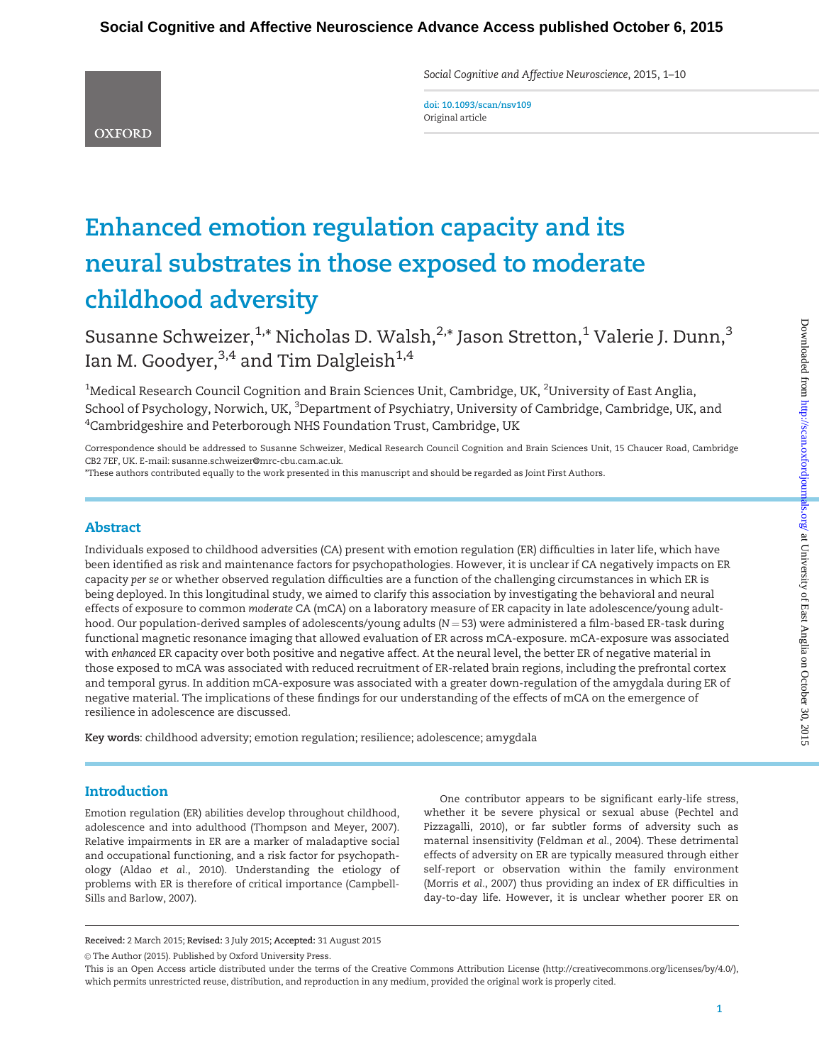# Enhanced emotion regulation capacity and its neural substrates in those exposed to moderate childhood adversity

Susanne Schweizer,[1,*] Nicholas D. Walsh,[2,*] Jason Stretton,[1] Valerie J. Dunn,[3] Ian M. Goodyer,[3,4] and Tim Dalgleish[1,4]

[1]Medical Research Council Cognition and Brain Sciences Unit, Cambridge, UK, [2]University of East Anglia, School of Psychology, Norwich, UK, [3]Department of Psychiatry, University of Cambridge, Cambridge, UK, and [4]Cambridgeshire and Peterborough NHS Foundation Trust, Cambridge, UK

Correspondence should be addressed to Susanne Schweizer, Medical Research Council Cognition and Brain Sciences Unit, 15 Chaucer Road, Cambridge CB2 7EF, UK. E-mail: susanne.schweizer@mrc-cbu.cam.ac.uk.

*These authors contributed equally to the work presented in this manuscript and should be regarded as Joint First Authors.

## Abstract

Individuals exposed to childhood adversities (CA) present with emotion regulation (ER) difficulties in later life, which have been identified as risk and maintenance factors for psychopathologies. However, it is unclear if CA negatively impacts on ER capacity *per se* or whether observed regulation difficulties are a function of the challenging circumstances in which ER is being deployed. In this longitudinal study, we aimed to clarify this association by investigating the behavioral and neural effects of exposure to common *moderate* CA (mCA) on a laboratory measure of ER capacity in late adolescence/young adulthood. Our population-derived samples of adolescents/young adults ($N = 53$) were administered a film-based ER-task during functional magnetic resonance imaging that allowed evaluation of ER across mCA-exposure. mCA-exposure was associated with *enhanced* ER capacity over both positive and negative affect. At the neural level, the better ER of negative material in those exposed to mCA was associated with reduced recruitment of ER-related brain regions, including the prefrontal cortex and temporal gyrus. In addition mCA-exposure was associated with a greater down-regulation of the amygdala during ER of negative material. The implications of these findings for our understanding of the effects of mCA on the emergence of resilience in adolescence are discussed.

**Key words**: childhood adversity; emotion regulation; resilience; adolescence; amygdala

## Introduction

Emotion regulation (ER) abilities develop throughout childhood, adolescence and into adulthood (Thompson and Meyer, 2007). Relative impairments in ER are a marker of maladaptive social and occupational functioning, and a risk factor for psychopathology (Aldao *et al.*, 2010). Understanding the etiology of problems with ER is therefore of critical importance (Campbell-Sills and Barlow, 2007).

One contributor appears to be significant early-life stress, whether it be severe physical or sexual abuse (Pechtel and Pizzagalli, 2010), or far subtler forms of adversity such as maternal insensitivity (Feldman *et al.*, 2004). These detrimental effects of adversity on ER are typically measured through either self-report or observation within the family environment (Morris *et al.*, 2007) thus providing an index of ER difficulties in day-to-day life. However, it is unclear whether poorer ER on

**Received:** 2 March 2015; **Revised:** 3 July 2015; **Accepted:** 31 August 2015

© The Author (2015). Published by Oxford University Press.

This is an Open Access article distributed under the terms of the Creative Commons Attribution License (http://creativecommons.org/licenses/by/4.0/), which permits unrestricted reuse, distribution, and reproduction in any medium, provided the original work is properly cited.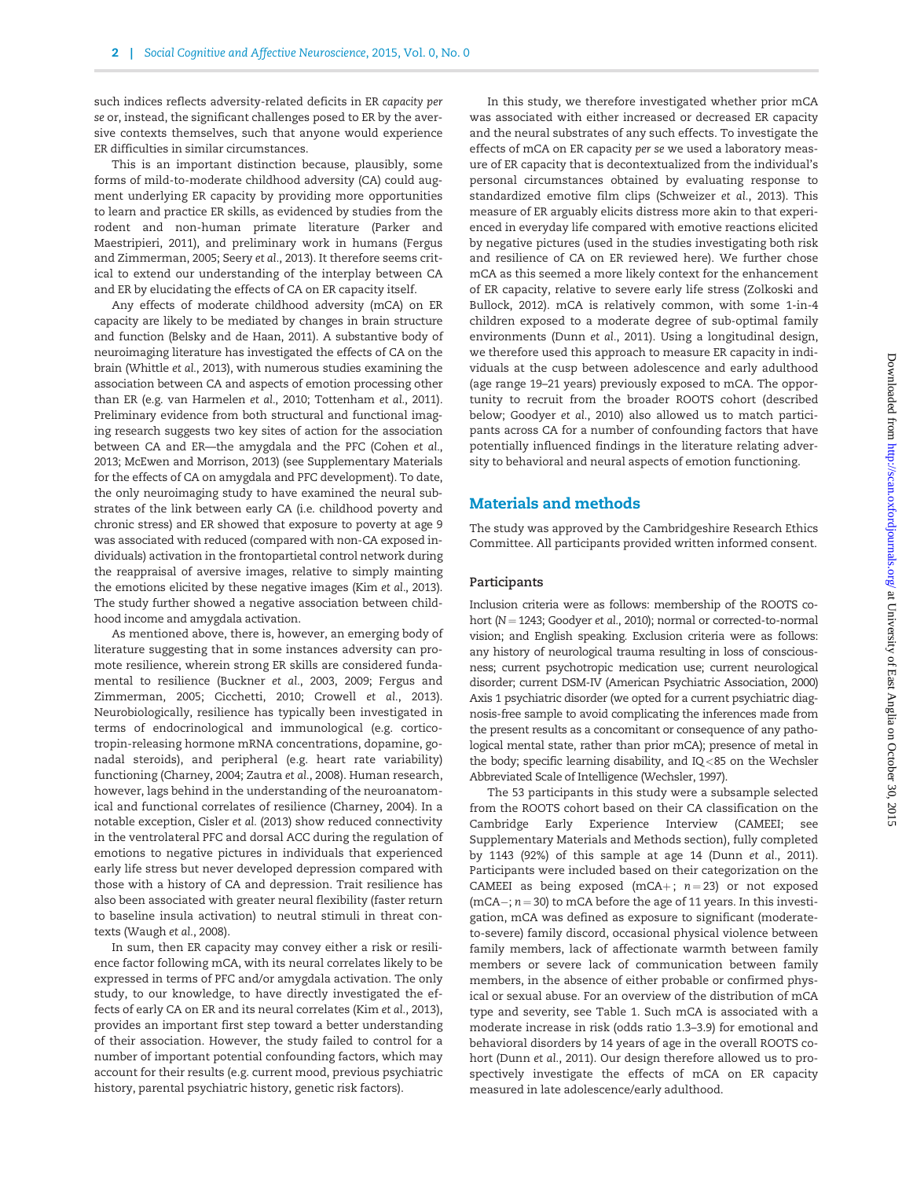such indices reflects adversity-related deficits in ER *capacity per se* or, instead, the significant challenges posed to ER by the aversive contexts themselves, such that anyone would experience ER difficulties in similar circumstances.

This is an important distinction because, plausibly, some forms of mild-to-moderate childhood adversity (CA) could augment underlying ER capacity by providing more opportunities to learn and practice ER skills, as evidenced by studies from the rodent and non-human primate literature (Parker and Maestripieri, 2011), and preliminary work in humans (Fergus and Zimmerman, 2005; Seery *et al.*, 2013). It therefore seems critical to extend our understanding of the interplay between CA and ER by elucidating the effects of CA on ER capacity itself.

Any effects of moderate childhood adversity (mCA) on ER capacity are likely to be mediated by changes in brain structure and function (Belsky and de Haan, 2011). A substantive body of neuroimaging literature has investigated the effects of CA on the brain (Whittle *et al.*, 2013), with numerous studies examining the association between CA and aspects of emotion processing other than ER (e.g. van Harmelen *et al.*, 2010; Tottenham *et al.*, 2011). Preliminary evidence from both structural and functional imaging research suggests two key sites of action for the association between CA and ER—the amygdala and the PFC (Cohen *et al.*, 2013; McEwen and Morrison, 2013) (see Supplementary Materials for the effects of CA on amygdala and PFC development). To date, the only neuroimaging study to have examined the neural substrates of the link between early CA (i.e. childhood poverty and chronic stress) and ER showed that exposure to poverty at age 9 was associated with reduced (compared with non-CA exposed individuals) activation in the frontoparietal control network during the reappraisal of aversive images, relative to simply mainting the emotions elicited by these negative images (Kim *et al.*, 2013). The study further showed a negative association between childhood income and amygdala activation.

As mentioned above, there is, however, an emerging body of literature suggesting that in some instances adversity can promote resilience, wherein strong ER skills are considered fundamental to resilience (Buckner *et al.*, 2003, 2009; Fergus and Zimmerman, 2005; Cicchetti, 2010; Crowell *et al.*, 2013). Neurobiologically, resilience has typically been investigated in terms of endocrinological and immunological (e.g. corticotropin-releasing hormone mRNA concentrations, dopamine, gonadal steroids), and peripheral (e.g. heart rate variability) functioning (Charney, 2004; Zautra *et al.*, 2008). Human research, however, lags behind in the understanding of the neuroanatomical and functional correlates of resilience (Charney, 2004). In a notable exception, Cisler *et al.* (2013) show reduced connectivity in the ventrolateral PFC and dorsal ACC during the regulation of emotions to negative pictures in individuals that experienced early life stress but never developed depression compared with those with a history of CA and depression. Trait resilience has also been associated with greater neural flexibility (faster return to baseline insula activation) to neutral stimuli in threat contexts (Waugh *et al.*, 2008).

In sum, then ER capacity may convey either a risk or resilience factor following mCA, with its neural correlates likely to be expressed in terms of PFC and/or amygdala activation. The only study, to our knowledge, to have directly investigated the effects of early CA on ER and its neural correlates (Kim *et al.*, 2013), provides an important first step toward a better understanding of their association. However, the study failed to control for a number of important potential confounding factors, which may account for their results (e.g. current mood, previous psychiatric history, parental psychiatric history, genetic risk factors).

In this study, we therefore investigated whether prior mCA was associated with either increased or decreased ER capacity and the neural substrates of any such effects. To investigate the effects of mCA on ER capacity *per se* we used a laboratory measure of ER capacity that is decontextualized from the individual's personal circumstances obtained by evaluating response to standardized emotive film clips (Schweizer *et al.*, 2013). This measure of ER arguably elicits distress more akin to that experienced in everyday life compared with emotive reactions elicited by negative pictures (used in the studies investigating both risk and resilience of CA on ER reviewed here). We further chose mCA as this seemed a more likely context for the enhancement of ER capacity, relative to severe early life stress (Zolkoski and Bullock, 2012). mCA is relatively common, with some 1-in-4 children exposed to a moderate degree of sub-optimal family environments (Dunn *et al.*, 2011). Using a longitudinal design, we therefore used this approach to measure ER capacity in individuals at the cusp between adolescence and early adulthood (age range 19–21 years) previously exposed to mCA. The opportunity to recruit from the broader ROOTS cohort (described below; Goodyer *et al.*, 2010) also allowed us to match participants across CA for a number of confounding factors that have potentially influenced findings in the literature relating adversity to behavioral and neural aspects of emotion functioning.

## Materials and methods

The study was approved by the Cambridgeshire Research Ethics Committee. All participants provided written informed consent.

### Participants

Inclusion criteria were as follows: membership of the ROOTS cohort ($N = 1243$; Goodyer *et al.*, 2010); normal or corrected-to-normal vision; and English speaking. Exclusion criteria were as follows: any history of neurological trauma resulting in loss of consciousness; current psychotropic medication use; current neurological disorder; current DSM-IV (American Psychiatric Association, 2000) Axis 1 psychiatric disorder (we opted for a current psychiatric diagnosis-free sample to avoid complicating the inferences made from the present results as a concomitant or consequence of any pathological mental state, rather than prior mCA); presence of metal in the body; specific learning disability, and IQ<85 on the Wechsler Abbreviated Scale of Intelligence (Wechsler, 1997).

The 53 participants in this study were a subsample selected from the ROOTS cohort based on their CA classification on the Cambridge Early Experience Interview (CAMEEI; see Supplementary Materials and Methods section), fully completed by 1143 (92%) of this sample at age 14 (Dunn *et al.*, 2011). Participants were included based on their categorization on the CAMEEI as being exposed (mCA+; $n = 23$) or not exposed (mCA−; $n = 30$) to mCA before the age of 11 years. In this investigation, mCA was defined as exposure to significant (moderate-to-severe) family discord, occasional physical violence between family members, lack of affectionate warmth between family members or severe lack of communication between family members, in the absence of either probable or confirmed physical or sexual abuse. For an overview of the distribution of mCA type and severity, see Table 1. Such mCA is associated with a moderate increase in risk (odds ratio 1.3–3.9) for emotional and behavioral disorders by 14 years of age in the overall ROOTS cohort (Dunn *et al.*, 2011). Our design therefore allowed us to prospectively investigate the effects of mCA on ER capacity measured in late adolescence/early adulthood.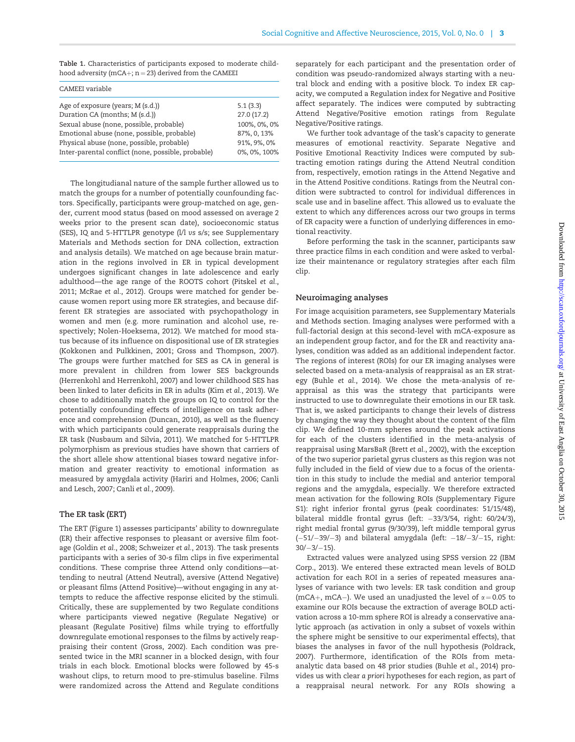Table 1. Characteristics of participants exposed to moderate childhood adversity (mCA+; n = 23) derived from the CAMEEI

| CAMEEI variable | |
|---|---|
| Age of exposure (years; M (s.d.)) | 5.1 (3.3) |
| Duration CA (months; M (s.d.)) | 27.0 (17.2) |
| Sexual abuse (none, possible, probable) | 100%, 0%, 0% |
| Emotional abuse (none, possible, probable) | 87%, 0, 13% |
| Physical abuse (none, possible, probable) | 91%, 9%, 0% |
| Inter-parental conflict (none, possible, probable) | 0%, 0%, 100% |

The longitudinal nature of the sample further allowed us to match the groups for a number of potentially counfounding factors. Specifically, participants were group-matched on age, gender, current mood status (based on mood assessed on average 2 weeks prior to the present scan date), socioeconomic status (SES), IQ and 5-HTTLPR genotype (*l/l vs s/s*; see Supplementary Materials and Methods section for DNA collection, extraction and analysis details). We matched on age because brain maturation in the regions involved in ER in typical development undergoes significant changes in late adolescence and early adulthood—the age range of the ROOTS cohort (Pitskel *et al.*, 2011; McRae *et al.*, 2012). Groups were matched for gender because women report using more ER strategies, and because different ER strategies are associated with psychopathology in women and men (e.g. more rumination and alcohol use, respectively; Nolen-Hoeksema, 2012). We matched for mood status because of its influence on dispositional use of ER strategies (Kokkonen and Pulkkinen, 2001; Gross and Thompson, 2007). The groups were further matched for SES as CA in general is more prevalent in children from lower SES backgrounds (Herrenkohl and Herrenkohl, 2007) and lower childhood SES has been linked to later deficits in ER in adults (Kim *et al.*, 2013). We chose to additionally match the groups on IQ to control for the potentially confounding effects of intelligence on task adherence and comprehension (Duncan, 2010), as well as the fluency with which participants could generate reappraisals during the ER task (Nusbaum and Silvia, 2011). We matched for 5-HTTLPR polymorphism as previous studies have shown that carriers of the short allele show attentional biases toward negative information and greater reactivity to emotional information as measured by amygdala activity (Hariri and Holmes, 2006; Canli and Lesch, 2007; Canli *et al.*, 2009).

### The ER task (ERT)

The ERT (Figure 1) assesses participants' ability to downregulate (ER) their affective responses to pleasant or aversive film footage (Goldin *et al.*, 2008; Schweizer *et al.*, 2013). The task presents participants with a series of 30-s film clips in five experimental conditions. These comprise three Attend only conditions—attending to neutral (Attend Neutral), aversive (Attend Negative) or pleasant films (Attend Positive)—without engaging in any attempts to reduce the affective response elicited by the stimuli. Critically, these are supplemented by two Regulate conditions where participants viewed negative (Regulate Negative) or pleasant (Regulate Positive) films while trying to effortfully downregulate emotional responses to the films by actively reappraising their content (Gross, 2002). Each condition was presented twice in the MRI scanner in a blocked design, with four trials in each block. Emotional blocks were followed by 45-s washout clips, to return mood to pre-stimulus baseline. Films were randomized across the Attend and Regulate conditions separately for each participant and the presentation order of condition was pseudo-randomized always starting with a neutral block and ending with a positive block. To index ER capacity, we computed a Regulation index for Negative and Positive affect separately. The indices were computed by subtracting Attend Negative/Positive emotion ratings from Regulate Negative/Positive ratings.

We further took advantage of the task's capacity to generate measures of emotional reactivity. Separate Negative and Positive Emotional Reactivity Indices were computed by subtracting emotion ratings during the Attend Neutral condition from, respectively, emotion ratings in the Attend Negative and in the Attend Positive conditions. Ratings from the Neutral condition were subtracted to control for individual differences in scale use and in baseline affect. This allowed us to evaluate the extent to which any differences across our two groups in terms of ER capacity were a function of underlying differences in emotional reactivity.

Before performing the task in the scanner, participants saw three practice films in each condition and were asked to verbalize their maintenance or regulatory strategies after each film clip.

### Neuroimaging analyses

For image acquisition parameters, see Supplementary Materials and Methods section. Imaging analyses were performed with a full-factorial design at this second-level with mCA-exposure as an independent group factor, and for the ER and reactivity analyses, condition was added as an additional independent factor. The regions of interest (ROIs) for our ER imaging analyses were selected based on a meta-analysis of reappraisal as an ER strategy (Buhle *et al.*, 2014). We chose the meta-analysis of reappraisal as this was the strategy that participants were instructed to use to downregulate their emotions in our ER task. That is, we asked participants to change their levels of distress by changing the way they thought about the content of the film clip. We defined 10-mm spheres around the peak activations for each of the clusters identified in the meta-analysis of reappraisal using MarsBaR (Brett *et al.*, 2002), with the exception of the two superior parietal gyrus clusters as this region was not fully included in the field of view due to a focus of the orientation in this study to include the medial and anterior temporal regions and the amygdala, especially. We therefore extracted mean activation for the following ROIs (Supplementary Figure S1): right inferior frontal gyrus (peak coordinates: 51/15/48), bilateral middle frontal gyrus (left: −33/3/54, right: 60/24/3), right medial frontal gyrus (9/30/39), left middle temporal gyrus (−51/−39/−3) and bilateral amygdala (left: −18/−3/−15, right: 30/−3/−15).

Extracted values were analyzed using SPSS version 22 (IBM Corp., 2013). We entered these extracted mean levels of BOLD activation for each ROI in a series of repeated measures analyses of variance with two levels: ER task condition and group (mCA+, mCA−). We used an unadjusted the level of $\alpha = 0.05$ to examine our ROIs because the extraction of average BOLD activation across a 10-mm sphere ROI is already a conservative analytic approach (as activation in only a subset of voxels within the sphere might be sensitive to our experimental effects), that biases the analyses in favor of the null hypothesis (Poldrack, 2007). Furthermore, identification of the ROIs from meta-analytic data based on 48 prior studies (Buhle *et al.*, 2014) provides us with clear *a priori* hypotheses for each region, as part of a reappraisal neural network. For any ROIs showing a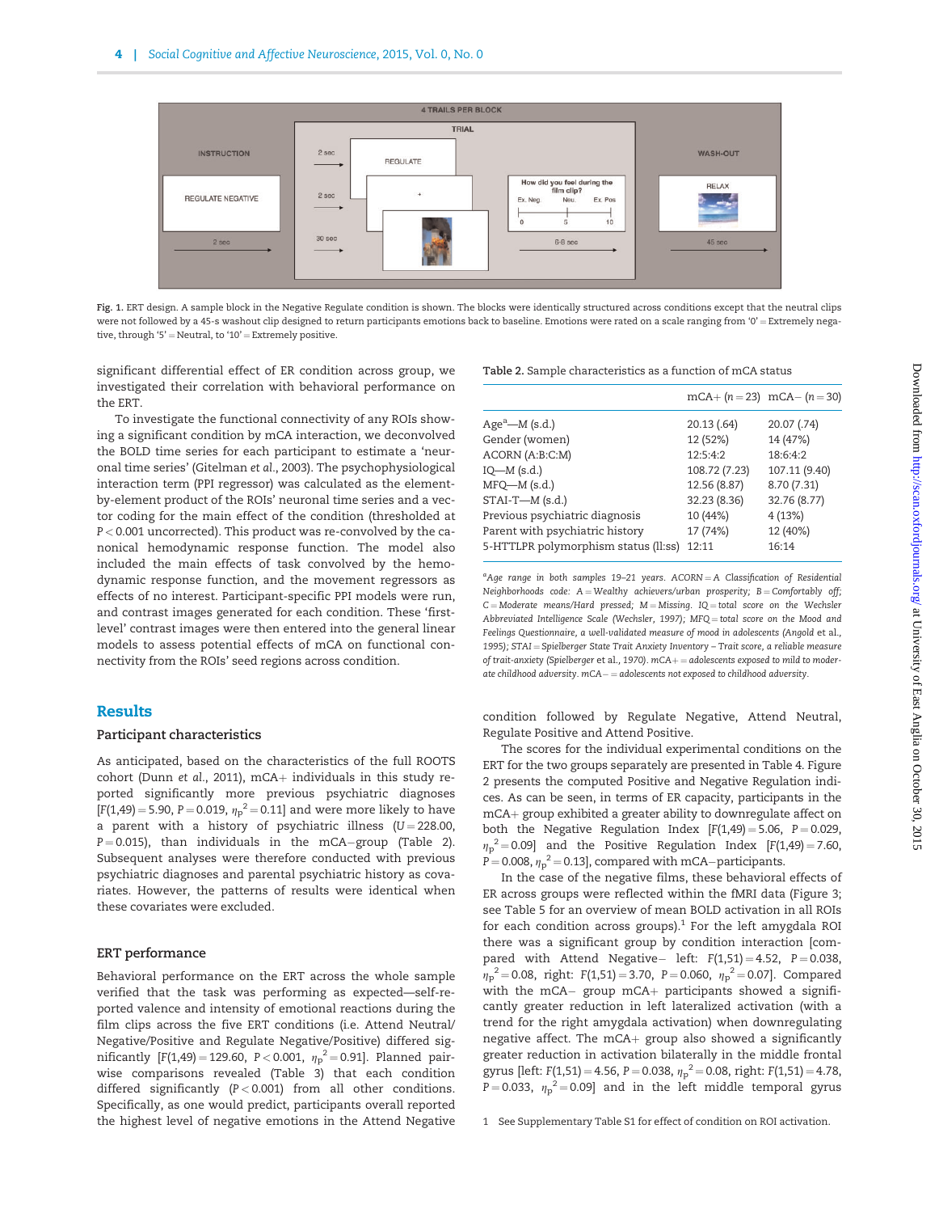Fig. 1. ERT design. A sample block in the Negative Regulate condition is shown. The blocks were identically structured across conditions except that the neutral clips were not followed by a 45-s washout clip designed to return participants emotions back to baseline. Emotions were rated on a scale ranging from '0' = Extremely negative, through '5' = Neutral, to '10' = Extremely positive.

significant differential effect of ER condition across group, we investigated their correlation with behavioral performance on the ERT.

To investigate the functional connectivity of any ROIs showing a significant condition by mCA interaction, we deconvolved the BOLD time series for each participant to estimate a 'neuronal time series' (Gitelman *et al.*, 2003). The psychophysiological interaction term (PPI regressor) was calculated as the element-by-element product of the ROIs' neuronal time series and a vector coding for the main effect of the condition (thresholded at $P < 0.001$ uncorrected). This product was re-convolved by the canonical hemodynamic response function. The model also included the main effects of task convolved by the hemodynamic response function, and the movement regressors as effects of no interest. Participant-specific PPI models were run, and contrast images generated for each condition. These 'first-level' contrast images were then entered into the general linear models to assess potential effects of mCA on functional connectivity from the ROIs' seed regions across condition.

## Results

### Participant characteristics

As anticipated, based on the characteristics of the full ROOTS cohort (Dunn *et al.*, 2011), mCA+ individuals in this study reported significantly more previous psychiatric diagnoses [$F(1,49) = 5.90$, $P = 0.019$, $\eta_p^2 = 0.11$] and were more likely to have a parent with a history of psychiatric illness ($U = 228.00$, $P = 0.015$), than individuals in the mCA− group (Table 2). Subsequent analyses were therefore conducted with previous psychiatric diagnoses and parental psychiatric history as covariates. However, the patterns of results were identical when these covariates were excluded.

### ERT performance

Behavioral performance on the ERT across the whole sample verified that the task was performing as expected—self-reported valence and intensity of emotional reactions during the film clips across the five ERT conditions (i.e. Attend Neutral/Negative/Positive and Regulate Negative/Positive) differed significantly [$F(1,49) = 129.60$, $P < 0.001$, $\eta_p^2 = 0.91$]. Planned pairwise comparisons revealed (Table 3) that each condition differed significantly ($P < 0.001$) from all other conditions. Specifically, as one would predict, participants overall reported the highest level of negative emotions in the Attend Negative

Table 2. Sample characteristics as a function of mCA status

| | mCA+ (n = 23) | mCA− (n = 30) |
|---|---|---|
| Age[a]—M (s.d.) | 20.13 (.64) | 20.07 (.74) |
| Gender (women) | 12 (52%) | 14 (47%) |
| ACORN (A:B:C:M) | 12:5:4:2 | 18:6:4:2 |
| IQ—M (s.d.) | 108.72 (7.23) | 107.11 (9.40) |
| MFQ—M (s.d.) | 12.56 (8.87) | 8.70 (7.31) |
| STAI-T—M (s.d.) | 32.23 (8.36) | 32.76 (8.77) |
| Previous psychiatric diagnosis | 10 (44%) | 4 (13%) |
| Parent with psychiatric history | 17 (74%) | 12 (40%) |
| 5-HTTLPR polymorphism status (ll:ss) | 12:11 | 16:14 |

[a]*Age range in both samples 19–21 years. ACORN = A Classification of Residential Neighborhoods code: A = Wealthy achievers/urban prosperity; B = Comfortably off; C = Moderate means/Hard pressed; M = Missing. IQ = total score on the Wechsler Abbreviated Intelligence Scale (Wechsler, 1997); MFQ = total score on the Mood and Feelings Questionnaire, a well-validated measure of mood in adolescents (Angold et al., 1995); STAI = Spielberger State Trait Anxiety Inventory – Trait score, a reliable measure of trait-anxiety (Spielberger et al., 1970). mCA+ = adolescents exposed to mild to moderate childhood adversity. mCA− = adolescents not exposed to childhood adversity.*

condition followed by Regulate Negative, Attend Neutral, Regulate Positive and Attend Positive.

The scores for the individual experimental conditions on the ERT for the two groups separately are presented in Table 4. Figure 2 presents the computed Positive and Negative Regulation indices. As can be seen, in terms of ER capacity, participants in the mCA+ group exhibited a greater ability to downregulate affect on both the Negative Regulation Index [$F(1,49) = 5.06$, $P = 0.029$, $\eta_p^2 = 0.09$] and the Positive Regulation Index [$F(1,49) = 7.60$, $P = 0.008$, $\eta_p^2 = 0.13$], compared with mCA− participants.

In the case of the negative films, these behavioral effects of ER across groups were reflected within the fMRI data (Figure 3; see Table 5 for an overview of mean BOLD activation in all ROIs for each condition across groups).[1] For the left amygdala ROI there was a significant group by condition interaction [compared with Attend Negative− left: $F(1,51) = 4.52$, $P = 0.038$, $\eta_p^2 = 0.08$, right: $F(1,51) = 3.70$, $P = 0.060$, $\eta_p^2 = 0.07$]. Compared with the mCA− group mCA+ participants showed a significantly greater reduction in left lateralized activation (with a trend for the right amygdala activation) when downregulating negative affect. The mCA+ group also showed a significantly greater reduction in activation bilaterally in the middle frontal gyrus [left: $F(1,51) = 4.56$, $P = 0.038$, $\eta_p^2 = 0.08$, right: $F(1,51) = 4.78$, $P = 0.033$, $\eta_p^2 = 0.09$] and in the left middle temporal gyrus

1 See Supplementary Table S1 for effect of condition on ROI activation.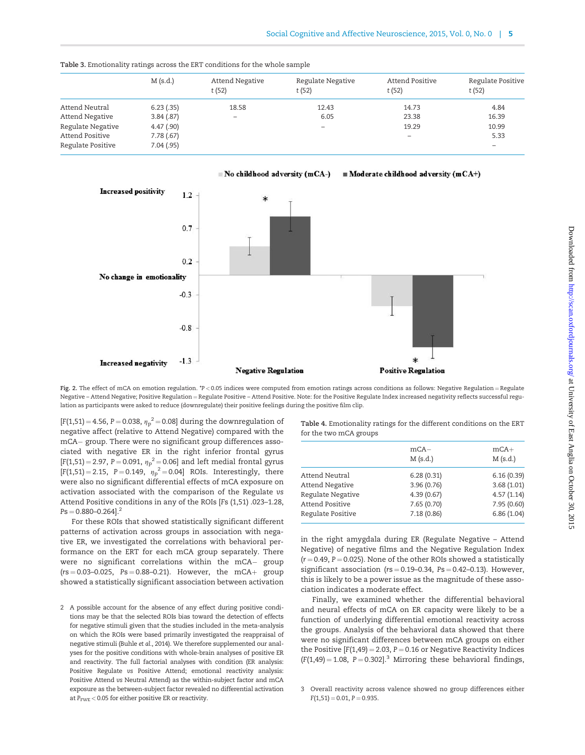Table 3. Emotionality ratings across the ERT conditions for the whole sample

| | M (s.d.) | Attend Negative t (52) | Regulate Negative t (52) | Attend Positive t (52) | Regulate Positive t (52) |
|---|---|---|---|---|---|
| Attend Neutral | 6.23 (.35) | 18.58 | 12.43 | 14.73 | 4.84 |
| Attend Negative | 3.84 (.87) | – | 6.05 | 23.38 | 16.39 |
| Regulate Negative | 4.47 (.90) | | – | 19.29 | 10.99 |
| Attend Positive | 7.78 (.67) | | | – | 5.33 |
| Regulate Positive | 7.04 (.95) | | | | – |

Fig. 2. The effect of mCA on emotion regulation. *P < 0.05 indices were computed from emotion ratings across conditions as follows: Negative Regulation = Regulate Negative – Attend Negative; Positive Regulation = Regulate Positive – Attend Positive. Note: for the Positive Regulate Index increased negativity reflects successful regulation as participants were asked to reduce (downregulate) their positive feelings during the positive film clip.

[$F(1,51) = 4.56$, $P = 0.038$, $\eta_p^2 = 0.08$] during the downregulation of negative affect (relative to Attend Negative) compared with the mCA− group. There were no significant group differences associated with negative ER in the right inferior frontal gyrus [$F(1,51) = 2.97$, $P = 0.091$, $\eta_p^2 = 0.06$] and left medial frontal gyrus [$F(1,51) = 2.15$, $P = 0.149$, $\eta_p^2 = 0.04$] ROIs. Interestingly, there were also no significant differential effects of mCA exposure on activation associated with the comparison of the Regulate *vs* Attend Positive conditions in any of the ROIs [$Fs$ (1,51) .023–1.28, $Ps = 0.880$–$0.264$].[2]

For these ROIs that showed statistically significant different patterns of activation across groups in association with negative ER, we investigated the correlations with behavioral performance on the ERT for each mCA group separately. There were no significant correlations within the mCA− group ($rs = 0.03$–$0.025$, $Ps = 0.88$–$0.21$). However, the mCA+ group showed a statistically significant association between activation in the right amygdala during ER (Regulate Negative – Attend Negative) of negative films and the Negative Regulation Index ($r = 0.49$, $P = 0.025$). None of the other ROIs showed a statistically significant association ($rs = 0.19$–$0.34$, $Ps = 0.42$–$0.13$). However, this is likely to be a power issue as the magnitude of these association indicates a moderate effect.

Table 4. Emotionality ratings for the different conditions on the ERT for the two mCA groups

| | mCA− M (s.d.) | mCA+ M (s.d.) |
|---|---|---|
| Attend Neutral | 6.28 (0.31) | 6.16 (0.39) |
| Attend Negative | 3.96 (0.76) | 3.68 (1.01) |
| Regulate Negative | 4.39 (0.67) | 4.57 (1.14) |
| Attend Positive | 7.65 (0.70) | 7.95 (0.60) |
| Regulate Positive | 7.18 (0.86) | 6.86 (1.04) |

Finally, we examined whether the differential behavioral and neural effects of mCA on ER capacity were likely to be a function of underlying differential emotional reactivity across the groups. Analysis of the behavioral data showed that there were no significant differences between mCA groups on either the Positive [$F(1,49) = 2.03$, $P = 0.16$ or Negative Reactivity Indices ($F(1,49) = 1.08$, $P = 0.302$].[3] Mirroring these behavioral findings,

2 A possible account for the absence of any effect during positive conditions may be that the selected ROIs bias toward the detection of effects for negative stimuli given that the studies included in the meta-analysis on which the ROIs were based primarily investigated the reappraisal of negative stimuli (Buhle *et al.*, 2014). We therefore supplemented our analyses for the positive conditions with whole-brain analyses of positive ER and reactivity. The full factorial analyses with condition (ER analysis: Positive Regulate *vs* Positive Attend; emotional reactivity analysis: Positive Attend *vs* Neutral Attend) as the within-subject factor and mCA exposure as the between-subject factor revealed no differential activation at $P_{FWE} < 0.05$ for either positive ER or reactivity.

3 Overall reactivity across valence showed no group differences either $F(1,51) = 0.01$, $P = 0.935$.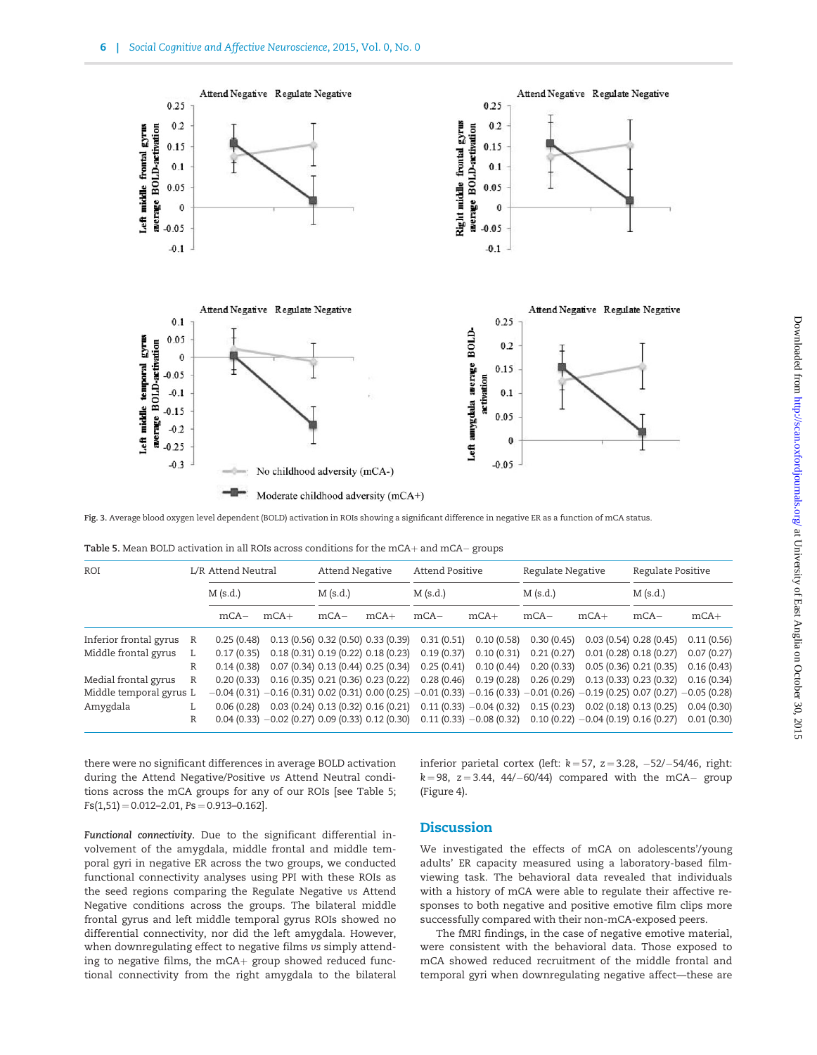Fig. 3. Average blood oxygen level dependent (BOLD) activation in ROIs showing a significant difference in negative ER as a function of mCA status.

Table 5. Mean BOLD activation in all ROIs across conditions for the mCA+ and mCA− groups

| ROI | L/R | Attend Neutral | | Attend Negative | | Attend Positive | | Regulate Negative | | Regulate Positive | |
|---|---|---|---|---|---|---|---|---|---|---|---|
| | | M (s.d.) | | M (s.d.) | | M (s.d.) | | M (s.d.) | | M (s.d.) | |
| | | mCA− | mCA+ | mCA− | mCA+ | mCA− | mCA+ | mCA− | mCA+ | mCA− | mCA+ |
| Inferior frontal gyrus | R | 0.25 (0.48) | 0.13 (0.56) | 0.32 (0.50) | 0.33 (0.39) | 0.31 (0.51) | 0.10 (0.58) | 0.30 (0.45) | 0.03 (0.54) | 0.28 (0.45) | 0.11 (0.56) |
| Middle frontal gyrus | L | 0.17 (0.35) | 0.18 (0.31) | 0.19 (0.22) | 0.18 (0.23) | 0.19 (0.37) | 0.10 (0.31) | 0.21 (0.27) | 0.01 (0.28) | 0.18 (0.27) | 0.07 (0.27) |
| | R | 0.14 (0.38) | 0.07 (0.34) | 0.13 (0.44) | 0.25 (0.34) | 0.25 (0.41) | 0.10 (0.44) | 0.20 (0.33) | 0.05 (0.36) | 0.21 (0.35) | 0.16 (0.43) |
| Medial frontal gyrus | R | 0.20 (0.33) | 0.16 (0.35) | 0.21 (0.36) | 0.23 (0.22) | 0.28 (0.46) | 0.19 (0.28) | 0.26 (0.29) | 0.13 (0.33) | 0.23 (0.32) | 0.16 (0.34) |
| Middle temporal gyrus | L | −0.04 (0.31) | −0.16 (0.31) | 0.02 (0.31) | 0.00 (0.25) | −0.01 (0.33) | −0.16 (0.33) | −0.01 (0.26) | −0.19 (0.25) | 0.07 (0.27) | −0.05 (0.28) |
| Amygdala | L | 0.06 (0.28) | 0.03 (0.24) | 0.13 (0.32) | 0.16 (0.21) | 0.11 (0.33) | −0.04 (0.32) | 0.15 (0.23) | 0.02 (0.18) | 0.13 (0.25) | 0.04 (0.30) |
| | R | 0.04 (0.33) | −0.02 (0.27) | 0.09 (0.33) | 0.12 (0.30) | 0.11 (0.33) | −0.08 (0.32) | 0.10 (0.22) | −0.04 (0.19) | 0.16 (0.27) | 0.01 (0.30) |

there were no significant differences in average BOLD activation during the Attend Negative/Positive *vs* Attend Neutral conditions across the mCA groups for any of our ROIs [see Table 5; $Fs(1,51) = 0.012–2.01$, $Ps = 0.913–0.162$].

*Functional connectivity.* Due to the significant differential involvement of the amygdala, middle frontal and middle temporal gyri in negative ER across the two groups, we conducted functional connectivity analyses using PPI with these ROIs as the seed regions comparing the Regulate Negative *vs* Attend Negative conditions across the groups. The bilateral middle frontal gyrus and left middle temporal gyrus ROIs showed no differential connectivity, nor did the left amygdala. However, when downregulating effect to negative films *vs* simply attending to negative films, the mCA+ group showed reduced functional connectivity from the right amygdala to the bilateral inferior parietal cortex (left: $k = 57$, $z = 3.28$, $-52/-54/46$, right: $k = 98$, $z = 3.44$, $44/-60/44$) compared with the mCA− group (Figure 4).

## Discussion

We investigated the effects of mCA on adolescents'/young adults' ER capacity measured using a laboratory-based film-viewing task. The behavioral data revealed that individuals with a history of mCA were able to regulate their affective responses to both negative and positive emotive film clips more successfully compared with their non-mCA-exposed peers.

The fMRI findings, in the case of negative emotive material, were consistent with the behavioral data. Those exposed to mCA showed reduced recruitment of the middle frontal and temporal gyri when downregulating negative affect—these are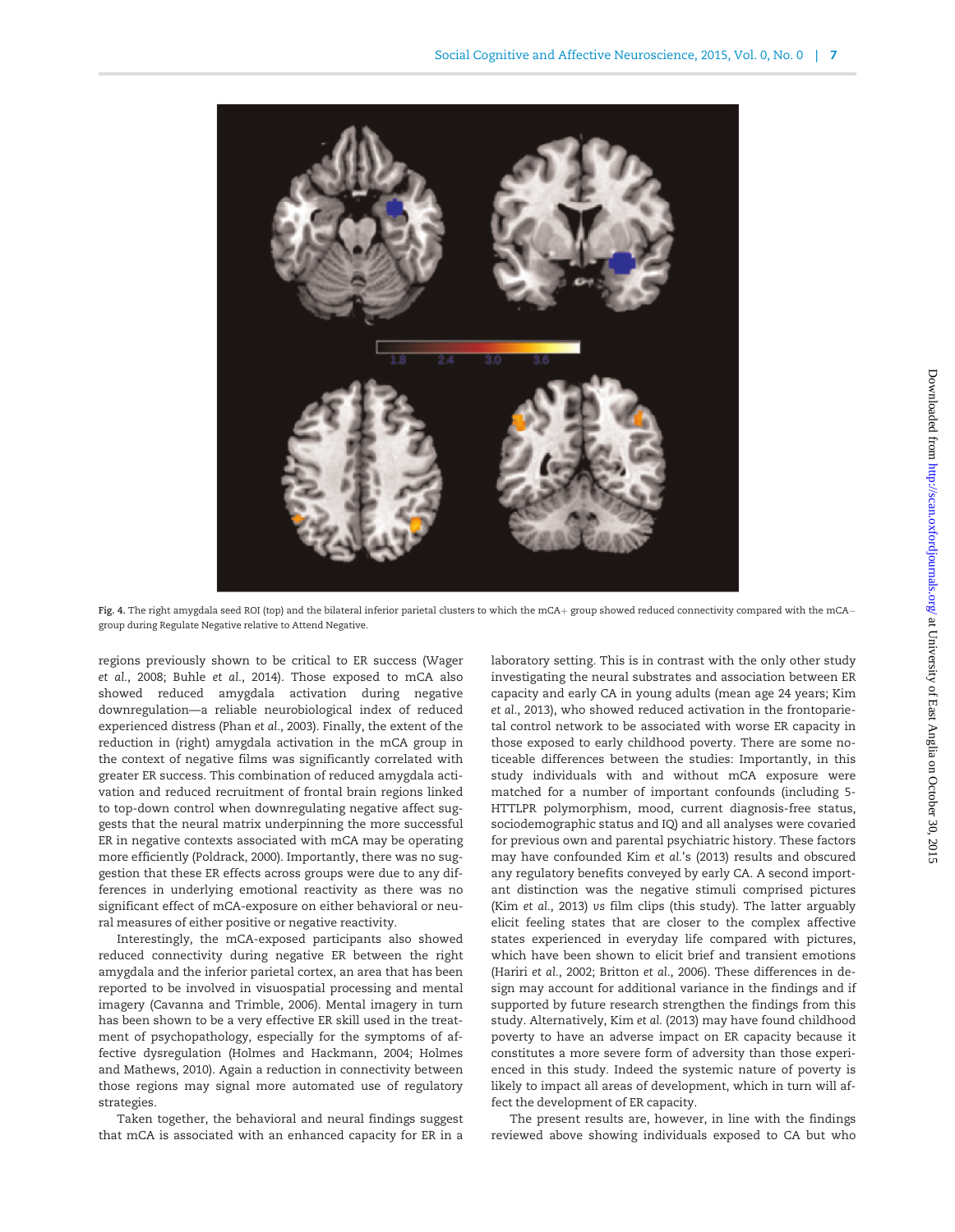Fig. 4. The right amygdala seed ROI (top) and the bilateral inferior parietal clusters to which the mCA+ group showed reduced connectivity compared with the mCA− group during Regulate Negative relative to Attend Negative.

regions previously shown to be critical to ER success (Wager *et al.*, 2008; Buhle *et al.*, 2014). Those exposed to mCA also showed reduced amygdala activation during negative downregulation—a reliable neurobiological index of reduced experienced distress (Phan *et al.*, 2003). Finally, the extent of the reduction in (right) amygdala activation in the mCA group in the context of negative films was significantly correlated with greater ER success. This combination of reduced amygdala activation and reduced recruitment of frontal brain regions linked to top-down control when downregulating negative affect suggests that the neural matrix underpinning the more successful ER in negative contexts associated with mCA may be operating more efficiently (Poldrack, 2000). Importantly, there was no suggestion that these ER effects across groups were due to any differences in underlying emotional reactivity as there was no significant effect of mCA-exposure on either behavioral or neural measures of either positive or negative reactivity.

Interestingly, the mCA-exposed participants also showed reduced connectivity during negative ER between the right amygdala and the inferior parietal cortex, an area that has been reported to be involved in visuospatial processing and mental imagery (Cavanna and Trimble, 2006). Mental imagery in turn has been shown to be a very effective ER skill used in the treatment of psychopathology, especially for the symptoms of affective dysregulation (Holmes and Hackmann, 2004; Holmes and Mathews, 2010). Again a reduction in connectivity between those regions may signal more automated use of regulatory strategies.

Taken together, the behavioral and neural findings suggest that mCA is associated with an enhanced capacity for ER in a laboratory setting. This is in contrast with the only other study investigating the neural substrates and association between ER capacity and early CA in young adults (mean age 24 years; Kim *et al.*, 2013), who showed reduced activation in the frontoparietal control network to be associated with worse ER capacity in those exposed to early childhood poverty. There are some noticeable differences between the studies: Importantly, in this study individuals with and without mCA exposure were matched for a number of important confounds (including 5-HTTLPR polymorphism, mood, current diagnosis-free status, sociodemographic status and IQ) and all analyses were covaried for previous own and parental psychiatric history. These factors may have confounded Kim *et al.*'s (2013) results and obscured any regulatory benefits conveyed by early CA. A second important distinction was the negative stimuli comprised pictures (Kim *et al.*, 2013) *vs* film clips (this study). The latter arguably elicit feeling states that are closer to the complex affective states experienced in everyday life compared with pictures, which have been shown to elicit brief and transient emotions (Hariri *et al.*, 2002; Britton *et al.*, 2006). These differences in design may account for additional variance in the findings and if supported by future research strengthen the findings from this study. Alternatively, Kim *et al.* (2013) may have found childhood poverty to have an adverse impact on ER capacity because it constitutes a more severe form of adversity than those experienced in this study. Indeed the systemic nature of poverty is likely to impact all areas of development, which in turn will affect the development of ER capacity.

The present results are, however, in line with the findings reviewed above showing individuals exposed to CA but who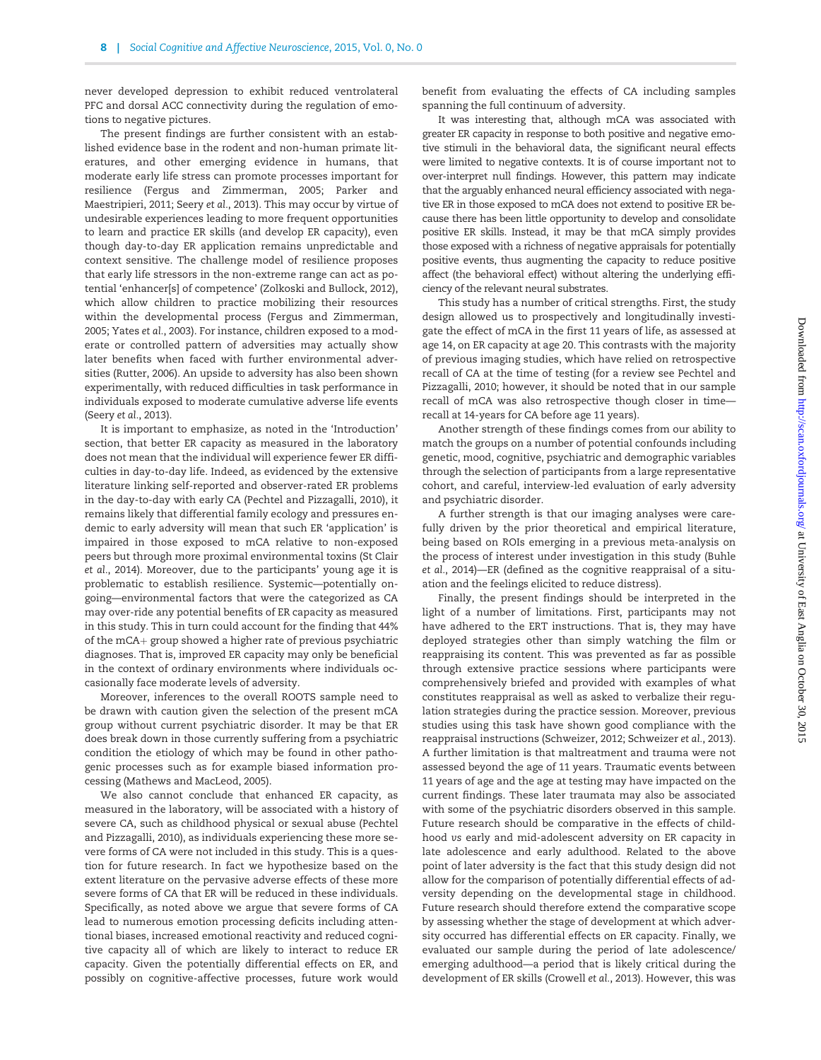never developed depression to exhibit reduced ventrolateral PFC and dorsal ACC connectivity during the regulation of emotions to negative pictures.

The present findings are further consistent with an established evidence base in the rodent and non-human primate literatures, and other emerging evidence in humans, that moderate early life stress can promote processes important for resilience (Fergus and Zimmerman, 2005; Parker and Maestripieri, 2011; Seery *et al.*, 2013). This may occur by virtue of undesirable experiences leading to more frequent opportunities to learn and practice ER skills (and develop ER capacity), even though day-to-day ER application remains unpredictable and context sensitive. The challenge model of resilience proposes that early life stressors in the non-extreme range can act as potential 'enhancer[s] of competence' (Zolkoski and Bullock, 2012), which allow children to practice mobilizing their resources within the developmental process (Fergus and Zimmerman, 2005; Yates *et al.*, 2003). For instance, children exposed to a moderate or controlled pattern of adversities may actually show later benefits when faced with further environmental adversities (Rutter, 2006). An upside to adversity has also been shown experimentally, with reduced difficulties in task performance in individuals exposed to moderate cumulative adverse life events (Seery *et al.*, 2013).

It is important to emphasize, as noted in the 'Introduction' section, that better ER capacity as measured in the laboratory does not mean that the individual will experience fewer ER difficulties in day-to-day life. Indeed, as evidenced by the extensive literature linking self-reported and observer-rated ER problems in the day-to-day with early CA (Pechtel and Pizzagalli, 2010), it remains likely that differential family ecology and pressures endemic to early adversity will mean that such ER 'application' is impaired in those exposed to mCA relative to non-exposed peers but through more proximal environmental toxins (St Clair *et al.*, 2014). Moreover, due to the participants' young age it is problematic to establish resilience. Systemic—potentially ongoing—environmental factors that were the categorized as CA may over-ride any potential benefits of ER capacity as measured in this study. This in turn could account for the finding that 44% of the mCA+ group showed a higher rate of previous psychiatric diagnoses. That is, improved ER capacity may only be beneficial in the context of ordinary environments where individuals occasionally face moderate levels of adversity.

Moreover, inferences to the overall ROOTS sample need to be drawn with caution given the selection of the present mCA group without current psychiatric disorder. It may be that ER does break down in those currently suffering from a psychiatric condition the etiology of which may be found in other pathogenic processes such as for example biased information processing (Mathews and MacLeod, 2005).

We also cannot conclude that enhanced ER capacity, as measured in the laboratory, will be associated with a history of severe CA, such as childhood physical or sexual abuse (Pechtel and Pizzagalli, 2010), as individuals experiencing these more severe forms of CA were not included in this study. This is a question for future research. In fact we hypothesize based on the extent literature on the pervasive adverse effects of these more severe forms of CA that ER will be reduced in these individuals. Specifically, as noted above we argue that severe forms of CA lead to numerous emotion processing deficits including attentional biases, increased emotional reactivity and reduced cognitive capacity all of which are likely to interact to reduce ER capacity. Given the potentially differential effects on ER, and possibly on cognitive-affective processes, future work would benefit from evaluating the effects of CA including samples spanning the full continuum of adversity.

It was interesting that, although mCA was associated with greater ER capacity in response to both positive and negative emotive stimuli in the behavioral data, the significant neural effects were limited to negative contexts. It is of course important not to over-interpret null findings. However, this pattern may indicate that the arguably enhanced neural efficiency associated with negative ER in those exposed to mCA does not extend to positive ER because there has been little opportunity to develop and consolidate positive ER skills. Instead, it may be that mCA simply provides those exposed with a richness of negative appraisals for potentially positive events, thus augmenting the capacity to reduce positive affect (the behavioral effect) without altering the underlying efficiency of the relevant neural substrates.

This study has a number of critical strengths. First, the study design allowed us to prospectively and longitudinally investigate the effect of mCA in the first 11 years of life, as assessed at age 14, on ER capacity at age 20. This contrasts with the majority of previous imaging studies, which have relied on retrospective recall of CA at the time of testing (for a review see Pechtel and Pizzagalli, 2010; however, it should be noted that in our sample recall of mCA was also retrospective though closer in time—recall at 14-years for CA before age 11 years).

Another strength of these findings comes from our ability to match the groups on a number of potential confounds including genetic, mood, cognitive, psychiatric and demographic variables through the selection of participants from a large representative cohort, and careful, interview-led evaluation of early adversity and psychiatric disorder.

A further strength is that our imaging analyses were carefully driven by the prior theoretical and empirical literature, being based on ROIs emerging in a previous meta-analysis on the process of interest under investigation in this study (Buhle *et al.*, 2014)—ER (defined as the cognitive reappraisal of a situation and the feelings elicited to reduce distress).

Finally, the present findings should be interpreted in the light of a number of limitations. First, participants may not have adhered to the ERT instructions. That is, they may have deployed strategies other than simply watching the film or reappraising its content. This was prevented as far as possible through extensive practice sessions where participants were comprehensively briefed and provided with examples of what constitutes reappraisal as well as asked to verbalize their regulation strategies during the practice session. Moreover, previous studies using this task have shown good compliance with the reappraisal instructions (Schweizer, 2012; Schweizer *et al.*, 2013). A further limitation is that maltreatment and trauma were not assessed beyond the age of 11 years. Traumatic events between 11 years of age and the age at testing may have impacted on the current findings. These later traumata may also be associated with some of the psychiatric disorders observed in this sample. Future research should be comparative in the effects of childhood *vs* early and mid-adolescent adversity on ER capacity in late adolescence and early adulthood. Related to the above point of later adversity is the fact that this study design did not allow for the comparison of potentially differential effects of adversity depending on the developmental stage in childhood. Future research should therefore extend the comparative scope by assessing whether the stage of development at which adversity occurred has differential effects on ER capacity. Finally, we evaluated our sample during the period of late adolescence/emerging adulthood—a period that is likely critical during the development of ER skills (Crowell *et al.*, 2013). However, this was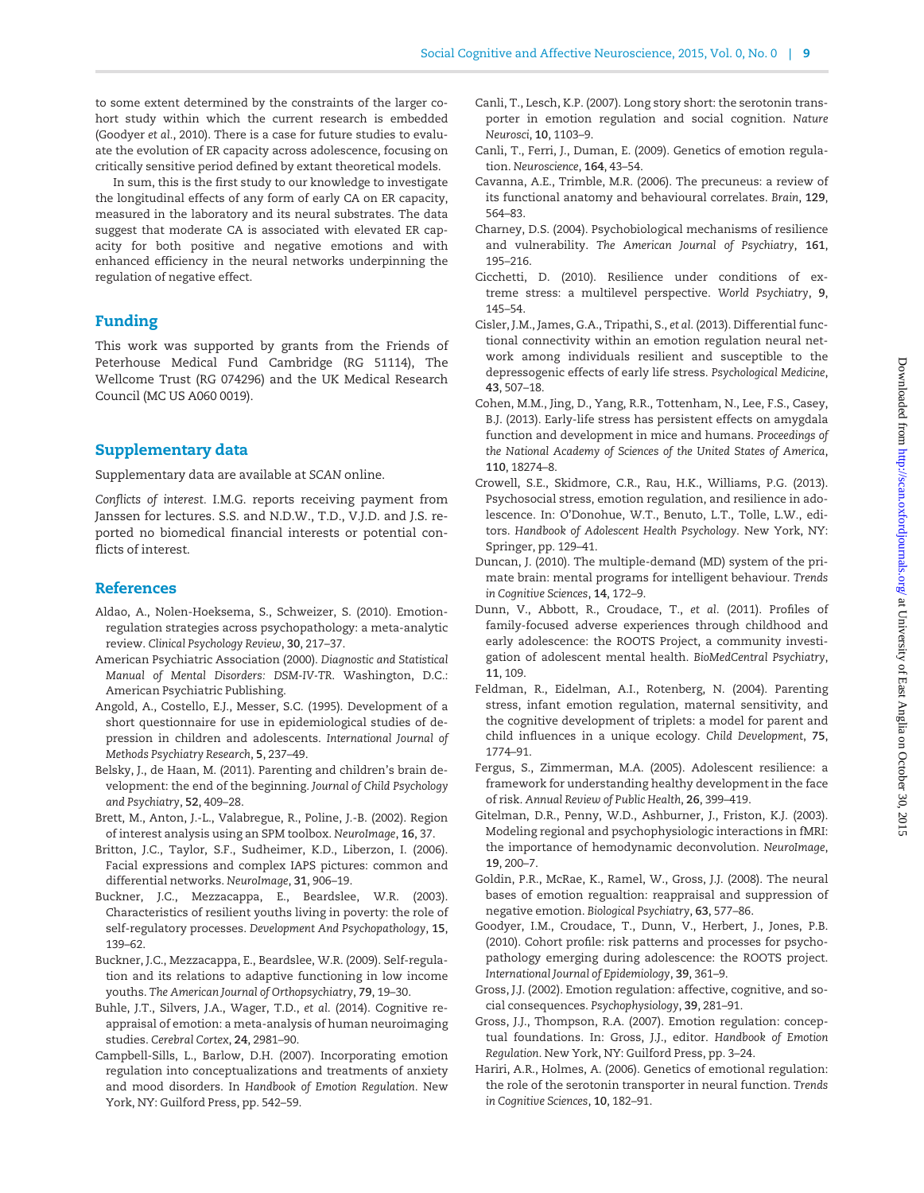to some extent determined by the constraints of the larger cohort study within which the current research is embedded (Goodyer *et al.*, 2010). There is a case for future studies to evaluate the evolution of ER capacity across adolescence, focusing on critically sensitive period defined by extant theoretical models.

In sum, this is the first study to our knowledge to investigate the longitudinal effects of any form of early CA on ER capacity, measured in the laboratory and its neural substrates. The data suggest that moderate CA is associated with elevated ER capacity for both positive and negative emotions and with enhanced efficiency in the neural networks underpinning the regulation of negative effect.

## Funding

This work was supported by grants from the Friends of Peterhouse Medical Fund Cambridge (RG 51114), The Wellcome Trust (RG 074296) and the UK Medical Research Council (MC US A060 0019).

## Supplementary data

Supplementary data are available at *SCAN* online.

*Conflicts of interest.* I.M.G. reports receiving payment from Janssen for lectures. S.S. and N.D.W., T.D., V.J.D. and J.S. reported no biomedical financial interests or potential conflicts of interest.

## References

Aldao, A., Nolen-Hoeksema, S., Schweizer, S. (2010). Emotion-regulation strategies across psychopathology: a meta-analytic review. *Clinical Psychology Review*, **30**, 217–37.

American Psychiatric Association (2000). *Diagnostic and Statistical Manual of Mental Disorders: DSM-IV-TR*. Washington, D.C.: American Psychiatric Publishing.

Angold, A., Costello, E.J., Messer, S.C. (1995). Development of a short questionnaire for use in epidemiological studies of depression in children and adolescents. *International Journal of Methods Psychiatry Research*, **5**, 237–49.

Belsky, J., de Haan, M. (2011). Parenting and children's brain development: the end of the beginning. *Journal of Child Psychology and Psychiatry*, **52**, 409–28.

Brett, M., Anton, J.-L., Valabregue, R., Poline, J.-B. (2002). Region of interest analysis using an SPM toolbox. *NeuroImage*, **16**, 37.

Britton, J.C., Taylor, S.F., Sudheimer, K.D., Liberzon, I. (2006). Facial expressions and complex IAPS pictures: common and differential networks. *NeuroImage*, **31**, 906–19.

Buckner, J.C., Mezzacappa, E., Beardslee, W.R. (2003). Characteristics of resilient youths living in poverty: the role of self-regulatory processes. *Development And Psychopathology*, **15**, 139–62.

Buckner, J.C., Mezzacappa, E., Beardslee, W.R. (2009). Self-regulation and its relations to adaptive functioning in low income youths. *The American Journal of Orthopsychiatry*, **79**, 19–30.

Buhle, J.T., Silvers, J.A., Wager, T.D., *et al.* (2014). Cognitive reappraisal of emotion: a meta-analysis of human neuroimaging studies. *Cerebral Cortex*, **24**, 2981–90.

Campbell-Sills, L., Barlow, D.H. (2007). Incorporating emotion regulation into conceptualizations and treatments of anxiety and mood disorders. In *Handbook of Emotion Regulation*. New York, NY: Guilford Press, pp. 542–59.

Canli, T., Lesch, K.P. (2007). Long story short: the serotonin transporter in emotion regulation and social cognition. *Nature Neurosci*, **10**, 1103–9.

Canli, T., Ferri, J., Duman, E. (2009). Genetics of emotion regulation. *Neuroscience*, **164**, 43–54.

Cavanna, A.E., Trimble, M.R. (2006). The precuneus: a review of its functional anatomy and behavioural correlates. *Brain*, **129**, 564–83.

Charney, D.S. (2004). Psychobiological mechanisms of resilience and vulnerability. *The American Journal of Psychiatry*, **161**, 195–216.

Cicchetti, D. (2010). Resilience under conditions of extreme stress: a multilevel perspective. *World Psychiatry*, **9**, 145–54.

Cisler, J.M., James, G.A., Tripathi, S., *et al.* (2013). Differential functional connectivity within an emotion regulation neural network among individuals resilient and susceptible to the depressogenic effects of early life stress. *Psychological Medicine*, **43**, 507–18.

Cohen, M.M., Jing, D., Yang, R.R., Tottenham, N., Lee, F.S., Casey, B.J. (2013). Early-life stress has persistent effects on amygdala function and development in mice and humans. *Proceedings of the National Academy of Sciences of the United States of America*, **110**, 18274–8.

Crowell, S.E., Skidmore, C.R., Rau, H.K., Williams, P.G. (2013). Psychosocial stress, emotion regulation, and resilience in adolescence. In: O'Donohue, W.T., Benuto, L.T., Tolle, L.W., editors. *Handbook of Adolescent Health Psychology*. New York, NY: Springer, pp. 129–41.

Duncan, J. (2010). The multiple-demand (MD) system of the primate brain: mental programs for intelligent behaviour. *Trends in Cognitive Sciences*, **14**, 172–9.

Dunn, V., Abbott, R., Croudace, T., *et al.* (2011). Profiles of family-focused adverse experiences through childhood and early adolescence: the ROOTS Project, a community investigation of adolescent mental health. *BioMedCentral Psychiatry*, **11**, 109.

Feldman, R., Eidelman, A.I., Rotenberg, N. (2004). Parenting stress, infant emotion regulation, maternal sensitivity, and the cognitive development of triplets: a model for parent and child influences in a unique ecology. *Child Development*, **75**, 1774–91.

Fergus, S., Zimmerman, M.A. (2005). Adolescent resilience: a framework for understanding healthy development in the face of risk. *Annual Review of Public Health*, **26**, 399–419.

Gitelman, D.R., Penny, W.D., Ashburner, J., Friston, K.J. (2003). Modeling regional and psychophysiologic interactions in fMRI: the importance of hemodynamic deconvolution. *NeuroImage*, **19**, 200–7.

Goldin, P.R., McRae, K., Ramel, W., Gross, J.J. (2008). The neural bases of emotion regualtion: reappraisal and suppression of negative emotion. *Biological Psychiatry*, **63**, 577–86.

Goodyer, I.M., Croudace, T., Dunn, V., Herbert, J., Jones, P.B. (2010). Cohort profile: risk patterns and processes for psychopathology emerging during adolescence: the ROOTS project. *International Journal of Epidemiology*, **39**, 361–9.

Gross, J.J. (2002). Emotion regulation: affective, cognitive, and social consequences. *Psychophysiology*, **39**, 281–91.

Gross, J.J., Thompson, R.A. (2007). Emotion regulation: conceptual foundations. In: Gross, J.J., editor. *Handbook of Emotion Regulation*. New York, NY: Guilford Press, pp. 3–24.

Hariri, A.R., Holmes, A. (2006). Genetics of emotional regulation: the role of the serotonin transporter in neural function. *Trends in Cognitive Sciences*, **10**, 182–91.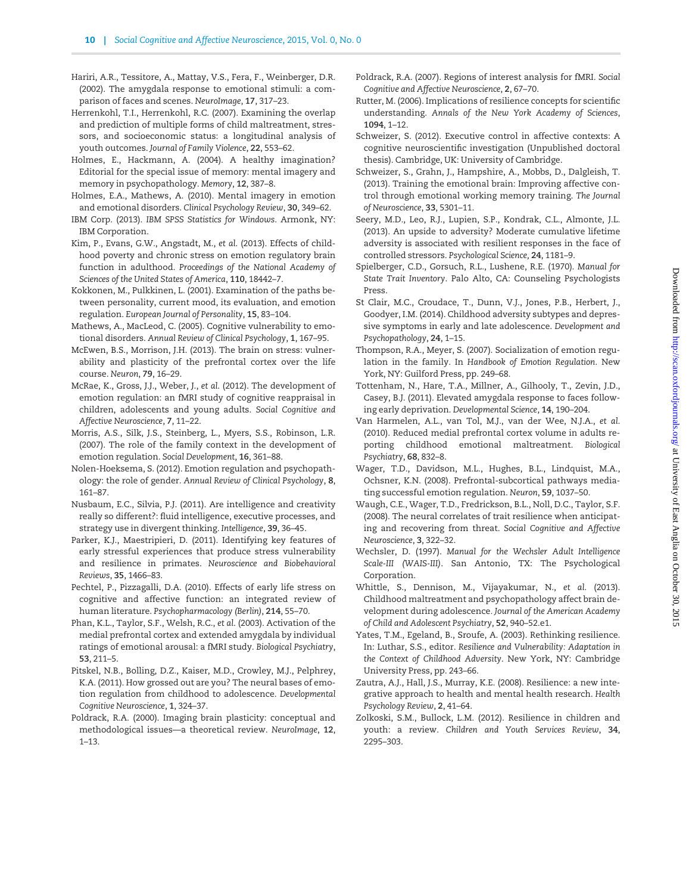Hariri, A.R., Tessitore, A., Mattay, V.S., Fera, F., Weinberger, D.R. (2002). The amygdala response to emotional stimuli: a comparison of faces and scenes. *NeuroImage*, **17**, 317–23.

Herrenkohl, T.I., Herrenkohl, R.C. (2007). Examining the overlap and prediction of multiple forms of child maltreatment, stressors, and socioeconomic status: a longitudinal analysis of youth outcomes. *Journal of Family Violence*, **22**, 553–62.

Holmes, E., Hackmann, A. (2004). A healthy imagination? Editorial for the special issue of memory: mental imagery and memory in psychopathology. *Memory*, **12**, 387–8.

Holmes, E.A., Mathews, A. (2010). Mental imagery in emotion and emotional disorders. *Clinical Psychology Review*, **30**, 349–62.

IBM Corp. (2013). *IBM SPSS Statistics for Windows*. Armonk, NY: IBM Corporation.

Kim, P., Evans, G.W., Angstadt, M., *et al.* (2013). Effects of childhood poverty and chronic stress on emotion regulatory brain function in adulthood. *Proceedings of the National Academy of Sciences of the United States of America*, **110**, 18442–7.

Kokkonen, M., Pulkkinen, L. (2001). Examination of the paths between personality, current mood, its evaluation, and emotion regulation. *European Journal of Personality*, **15**, 83–104.

Mathews, A., MacLeod, C. (2005). Cognitive vulnerability to emotional disorders. *Annual Review of Clinical Psychology*, **1**, 167–95.

McEwen, B.S., Morrison, J.H. (2013). The brain on stress: vulnerability and plasticity of the prefrontal cortex over the life course. *Neuron*, **79**, 16–29.

McRae, K., Gross, J.J., Weber, J., *et al.* (2012). The development of emotion regulation: an fMRI study of cognitive reappraisal in children, adolescents and young adults. *Social Cognitive and Affective Neuroscience*, **7**, 11–22.

Morris, A.S., Silk, J.S., Steinberg, L., Myers, S.S., Robinson, L.R. (2007). The role of the family context in the development of emotion regulation. *Social Development*, **16**, 361–88.

Nolen-Hoeksema, S. (2012). Emotion regulation and psychopathology: the role of gender. *Annual Review of Clinical Psychology*, **8**, 161–87.

Nusbaum, E.C., Silvia, P.J. (2011). Are intelligence and creativity really so different?: fluid intelligence, executive processes, and strategy use in divergent thinking. *Intelligence*, **39**, 36–45.

Parker, K.J., Maestripieri, D. (2011). Identifying key features of early stressful experiences that produce stress vulnerability and resilience in primates. *Neuroscience and Biobehavioral Reviews*, **35**, 1466–83.

Pechtel, P., Pizzagalli, D.A. (2010). Effects of early life stress on cognitive and affective function: an integrated review of human literature. *Psychopharmacology (Berlin)*, **214**, 55–70.

Phan, K.L., Taylor, S.F., Welsh, R.C., *et al.* (2003). Activation of the medial prefrontal cortex and extended amygdala by individual ratings of emotional arousal: a fMRI study. *Biological Psychiatry*, **53**, 211–5.

Pitskel, N.B., Bolling, D.Z., Kaiser, M.D., Crowley, M.J., Pelphrey, K.A. (2011). How grossed out are you? The neural bases of emotion regulation from childhood to adolescence. *Developmental Cognitive Neuroscience*, **1**, 324–37.

Poldrack, R.A. (2000). Imaging brain plasticity: conceptual and methodological issues—a theoretical review. *NeuroImage*, **12**, 1–13.

Poldrack, R.A. (2007). Regions of interest analysis for fMRI. *Social Cognitive and Affective Neuroscience*, **2**, 67–70.

Rutter, M. (2006). Implications of resilience concepts for scientific understanding. *Annals of the New York Academy of Sciences*, **1094**, 1–12.

Schweizer, S. (2012). Executive control in affective contexts: A cognitive neuroscientific investigation (Unpublished doctoral thesis). Cambridge, UK: University of Cambridge.

Schweizer, S., Grahn, J., Hampshire, A., Mobbs, D., Dalgleish, T. (2013). Training the emotional brain: Improving affective control through emotional working memory training. *The Journal of Neuroscience*, **33**, 5301–11.

Seery, M.D., Leo, R.J., Lupien, S.P., Kondrak, C.L., Almonte, J.L. (2013). An upside to adversity? Moderate cumulative lifetime adversity is associated with resilient responses in the face of controlled stressors. *Psychological Science*, **24**, 1181–9.

Spielberger, C.D., Gorsuch, R.L., Lushene, R.E. (1970). *Manual for State Trait Inventory*. Palo Alto, CA: Counseling Psychologists Press.

St Clair, M.C., Croudace, T., Dunn, V.J., Jones, P.B., Herbert, J., Goodyer, I.M. (2014). Childhood adversity subtypes and depressive symptoms in early and late adolescence. *Development and Psychopathology*, **24**, 1–15.

Thompson, R.A., Meyer, S. (2007). Socialization of emotion regulation in the family. In *Handbook of Emotion Regulation*. New York, NY: Guilford Press, pp. 249–68.

Tottenham, N., Hare, T.A., Millner, A., Gilhooly, T., Zevin, J.D., Casey, B.J. (2011). Elevated amygdala response to faces following early deprivation. *Developmental Science*, **14**, 190–204.

Van Harmelen, A.L., van Tol, M.J., van der Wee, N.J.A., *et al.* (2010). Reduced medial prefrontal cortex volume in adults reporting childhood emotional maltreatment. *Biological Psychiatry*, **68**, 832–8.

Wager, T.D., Davidson, M.L., Hughes, B.L., Lindquist, M.A., Ochsner, K.N. (2008). Prefrontal-subcortical pathways mediating successful emotion regulation. *Neuron*, **59**, 1037–50.

Waugh, C.E., Wager, T.D., Fredrickson, B.L., Noll, D.C., Taylor, S.F. (2008). The neural correlates of trait resilience when anticipating and recovering from threat. *Social Cognitive and Affective Neuroscience*, **3**, 322–32.

Wechsler, D. (1997). *Manual for the Wechsler Adult Intelligence Scale-III (WAIS-III)*. San Antonio, TX: The Psychological Corporation.

Whittle, S., Dennison, M., Vijayakumar, N., *et al.* (2013). Childhood maltreatment and psychopathology affect brain development during adolescence. *Journal of the American Academy of Child and Adolescent Psychiatry*, **52**, 940–52.e1.

Yates, T.M., Egeland, B., Sroufe, A. (2003). Rethinking resilience. In: Luthar, S.S., editor. *Resilience and Vulnerability: Adaptation in the Context of Childhood Adversity*. New York, NY: Cambridge University Press, pp. 243–66.

Zautra, A.J., Hall, J.S., Murray, K.E. (2008). Resilience: a new integrative approach to health and mental health research. *Health Psychology Review*, **2**, 41–64.

Zolkoski, S.M., Bullock, L.M. (2012). Resilience in children and youth: a review. *Children and Youth Services Review*, **34**, 2295–303.